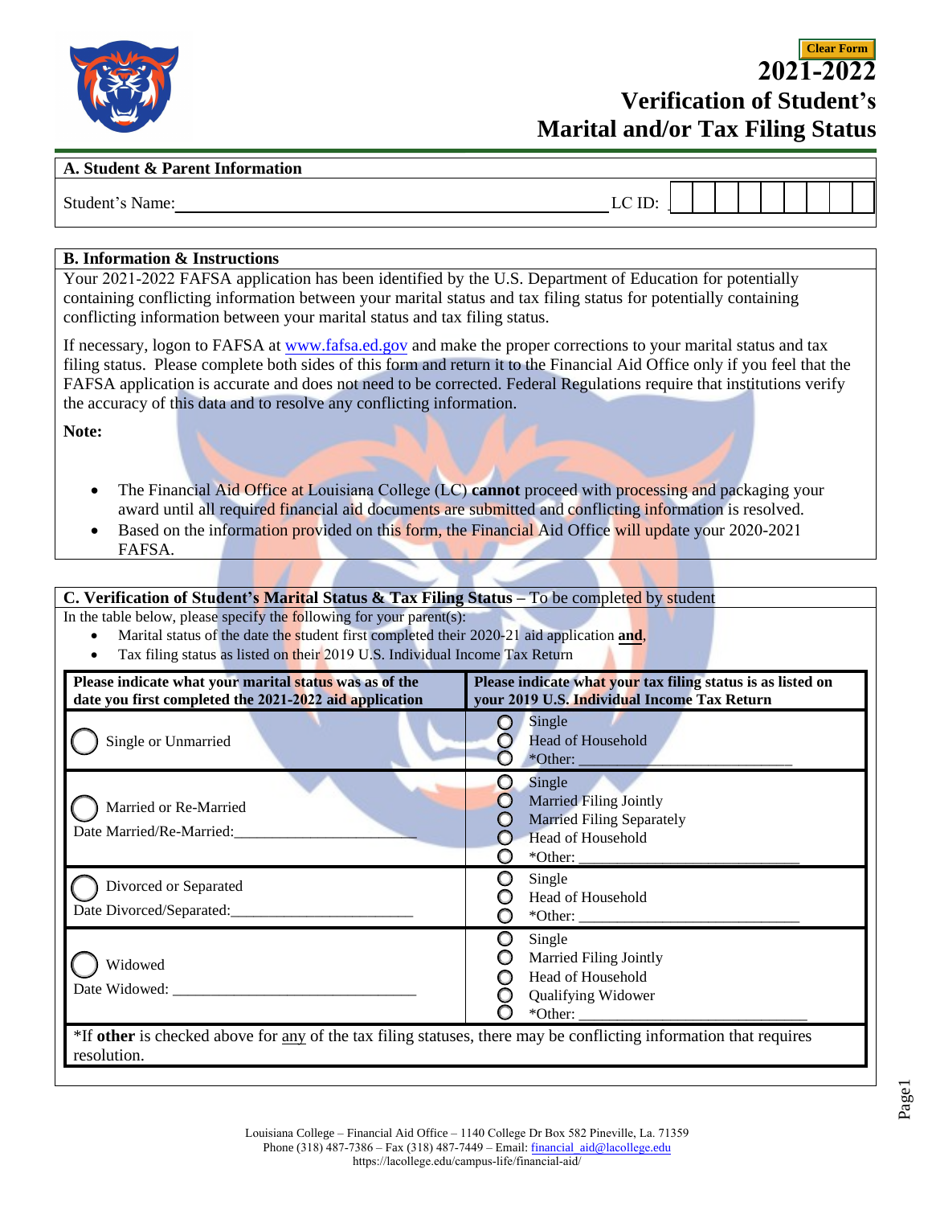Clear Form

# 2021-2022 Verification of Student's Marital and/or Tax Filing Status

## A. Student & Parent Information

Student's Name: ______________________________________________ LC ID: | | | | | | | | | |

## B. Information & Instructions

Your 2021-2022 FAFSA application has been identified by the U.S. Department of Education for potentially containing conflicting information between your marital status and tax filing status for potentially containing conflicting information between your marital status and tax filing status.

If necessary, logon to FAFSA at www.fafsa.ed.gov and make the proper corrections to your marital status and tax filing status. Please complete both sides of this form and return it to the Financial Aid Office only if you feel that the FAFSA application is accurate and does not need to be corrected. Federal Regulations require that institutions verify the accuracy of this data and to resolve any conflicting information.

**Note:**

- The Financial Aid Office at Louisiana College (LC) **cannot** proceed with processing and packaging your award until all required financial aid documents are submitted and conflicting information is resolved.
- Based on the information provided on this form, the Financial Aid Office will update your 2020-2021 FAFSA.

## C. Verification of Student's Marital Status & Tax Filing Status – To be completed by student

In the table below, please specify the following for your parent(s):

- Marital status of the date the student first completed their 2020-21 aid application **and**,
- Tax filing status as listed on their 2019 U.S. Individual Income Tax Return

| Please indicate what your marital status was as of the date you first completed the 2021-2022 aid application | Please indicate what your tax filing status is as listed on your 2019 U.S. Individual Income Tax Return |
|---|---|
| ◯ Single or Unmarried | ◯ Single<br>◯ Head of Household<br>◯ *Other: ______________ |
| ◯ Married or Re-Married<br>Date Married/Re-Married: ______________ | ◯ Single<br>◯ Married Filing Jointly<br>◯ Married Filing Separately<br>◯ Head of Household<br>◯ *Other: ______________ |
| ◯ Divorced or Separated<br>Date Divorced/Separated: ______________ | ◯ Single<br>◯ Head of Household<br>◯ *Other: ______________ |
| ◯ Widowed<br>Date Widowed: ______________ | ◯ Single<br>◯ Married Filing Jointly<br>◯ Head of Household<br>◯ Qualifying Widower<br>◯ *Other: ______________ |

*If **other** is checked above for <u>any</u> of the tax filing statuses, there may be conflicting information that requires resolution.

Louisiana College – Financial Aid Office – 1140 College Dr Box 582 Pineville, La. 71359
Phone (318) 487-7386 – Fax (318) 487-7449 – Email: financial_aid@lacollege.edu
https://lacollege.edu/campus-life/financial-aid/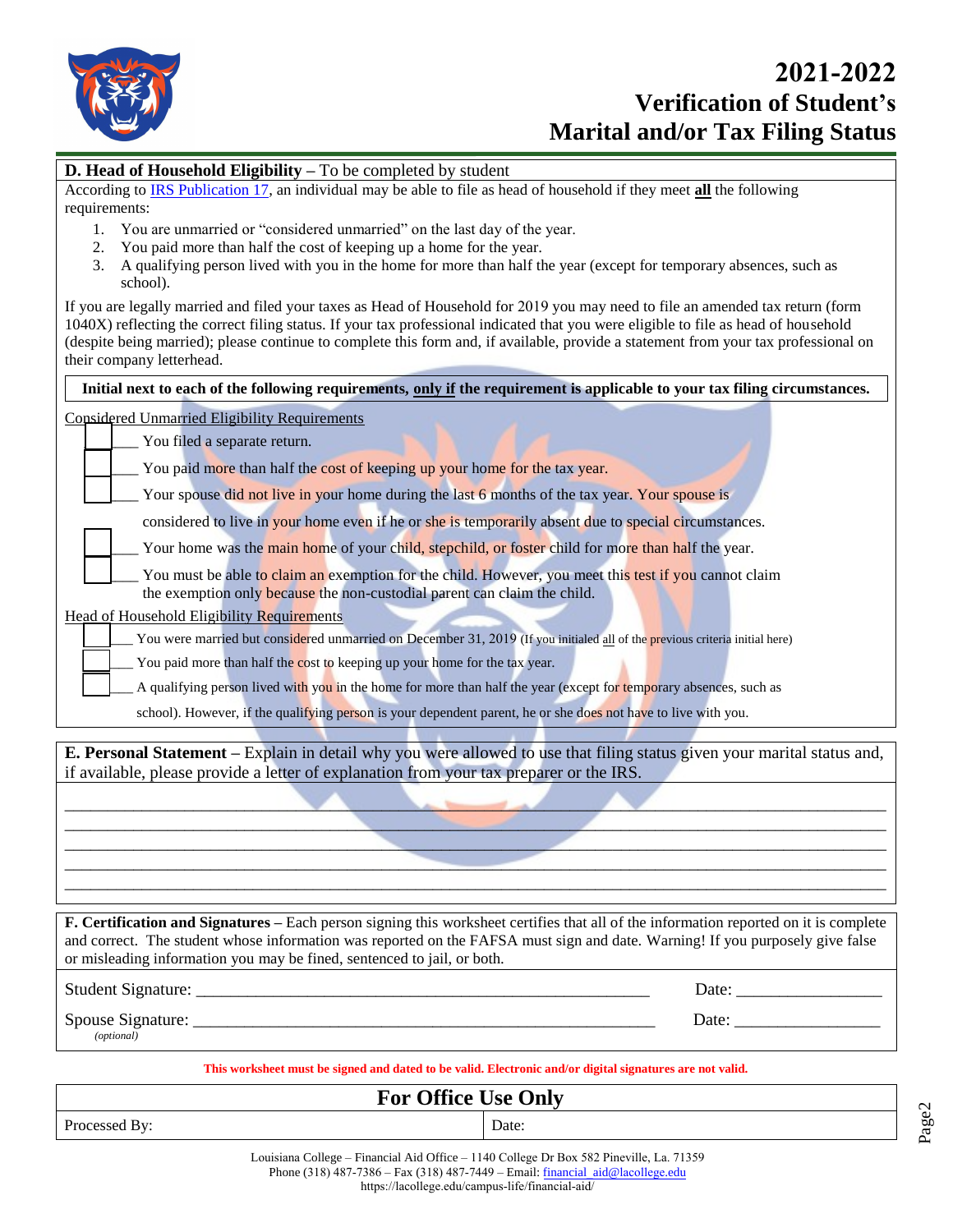# 2021-2022 Verification of Student's Marital and/or Tax Filing Status

## D. Head of Household Eligibility – To be completed by student

According to IRS Publication 17, an individual may be able to file as head of household if they meet **all** the following requirements:

1. You are unmarried or "considered unmarried" on the last day of the year.
2. You paid more than half the cost of keeping up a home for the year.
3. A qualifying person lived with you in the home for more than half the year (except for temporary absences, such as school).

If you are legally married and filed your taxes as Head of Household for 2019 you may need to file an amended tax return (form 1040X) reflecting the correct filing status. If your tax professional indicated that you were eligible to file as head of household (despite being married); please continue to complete this form and, if available, provide a statement from your tax professional on their company letterhead.

**Initial next to each of the following requirements, only if the requirement is applicable to your tax filing circumstances.**

Considered Unmarried Eligibility Requirements

- ☐___ You filed a separate return.
- ☐___ You paid more than half the cost of keeping up your home for the tax year.
- ☐___ Your spouse did not live in your home during the last 6 months of the tax year. Your spouse is considered to live in your home even if he or she is temporarily absent due to special circumstances.
- ☐___ Your home was the main home of your child, stepchild, or foster child for more than half the year.
- ☐___ You must be able to claim an exemption for the child. However, you meet this test if you cannot claim the exemption only because the non-custodial parent can claim the child.

Head of Household Eligibility Requirements

- ☐___ You were married but considered unmarried on December 31, 2019 (If you initialed all of the previous criteria initial here)
- ☐___ You paid more than half the cost to keeping up your home for the tax year.
- ☐___ A qualifying person lived with you in the home for more than half the year (except for temporary absences, such as school). However, if the qualifying person is your dependent parent, he or she does not have to live with you.

## E. Personal Statement – Explain in detail why you were allowed to use that filing status given your marital status and, if available, please provide a letter of explanation from your tax preparer or the IRS.

______________________________________________________________________________

______________________________________________________________________________

______________________________________________________________________________

______________________________________________________________________________

______________________________________________________________________________

## F. Certification and Signatures – Each person signing this worksheet certifies that all of the information reported on it is complete and correct. The student whose information was reported on the FAFSA must sign and date. Warning! If you purposely give false or misleading information you may be fined, sentenced to jail, or both.

Student Signature: ______________________________________________ Date: ________________

Spouse Signature: ______________________________________________ Date: ________________
*(optional)*

**This worksheet must be signed and dated to be valid. Electronic and/or digital signatures are not valid.**

| For Office Use Only | |
|---|---|
| Processed By: | Date: |

Louisiana College – Financial Aid Office – 1140 College Dr Box 582 Pineville, La. 71359
Phone (318) 487-7386 – Fax (318) 487-7449 – Email: financial_aid@lacollege.edu
https://lacollege.edu/campus-life/financial-aid/